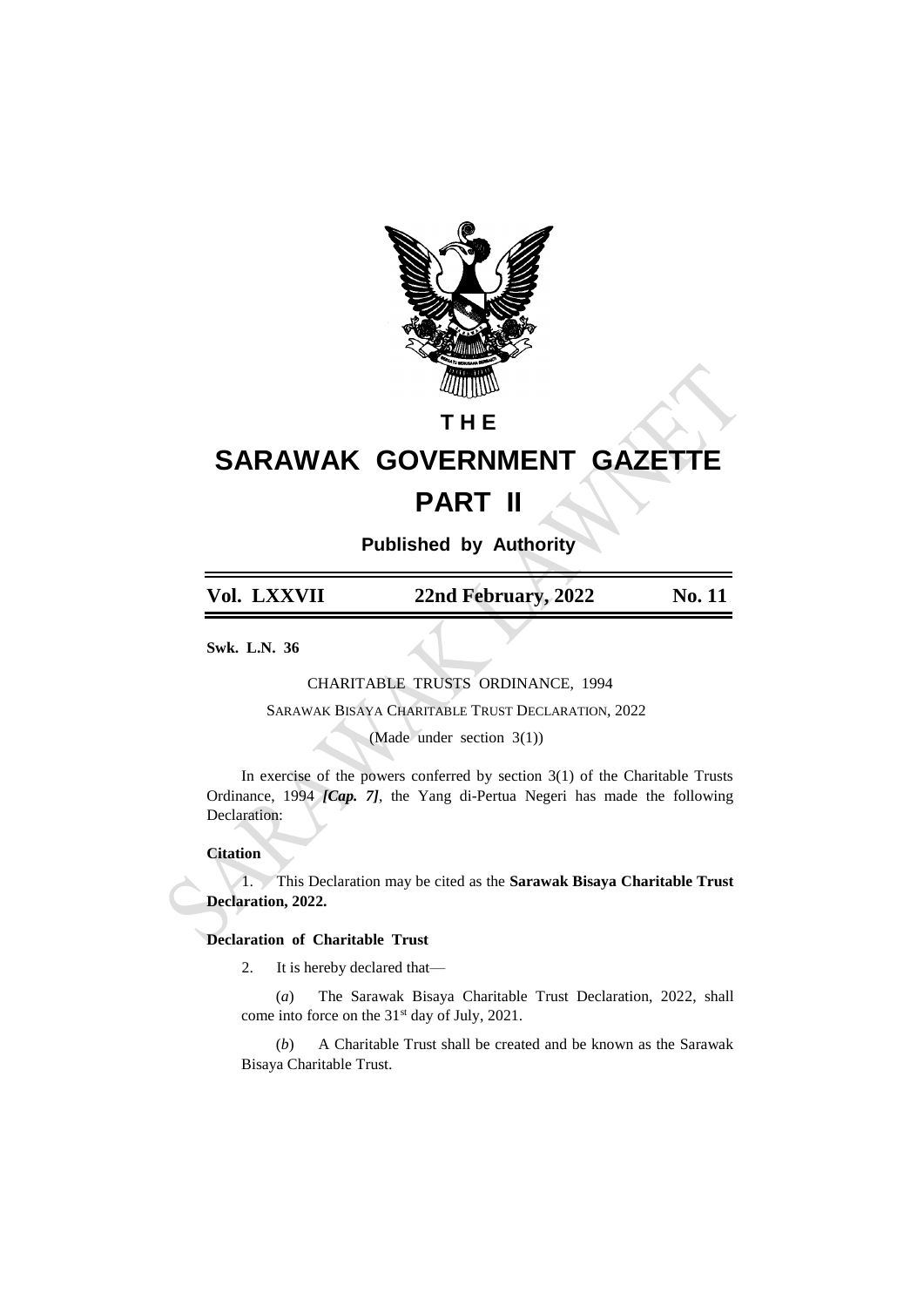# THE

# SARAWAK GOVERNMENT GAZETTE

# PART II

**Published by Authority**

| Vol. LXXVII | 22nd February, 2022 | No. 11 |
|---|---|---|

**Swk. L.N. 36**

CHARITABLE TRUSTS ORDINANCE, 1994

SARAWAK BISAYA CHARITABLE TRUST DECLARATION, 2022

(Made under section 3(1))

In exercise of the powers conferred by section 3(1) of the Charitable Trusts Ordinance, 1994 ***[Cap. 7]***, the Yang di-Pertua Negeri has made the following Declaration:

**Citation**

1. This Declaration may be cited as the **Sarawak Bisaya Charitable Trust Declaration, 2022.**

**Declaration of Charitable Trust**

2. It is hereby declared that—

(*a*) The Sarawak Bisaya Charitable Trust Declaration, 2022, shall come into force on the 31st day of July, 2021.

(*b*) A Charitable Trust shall be created and be known as the Sarawak Bisaya Charitable Trust.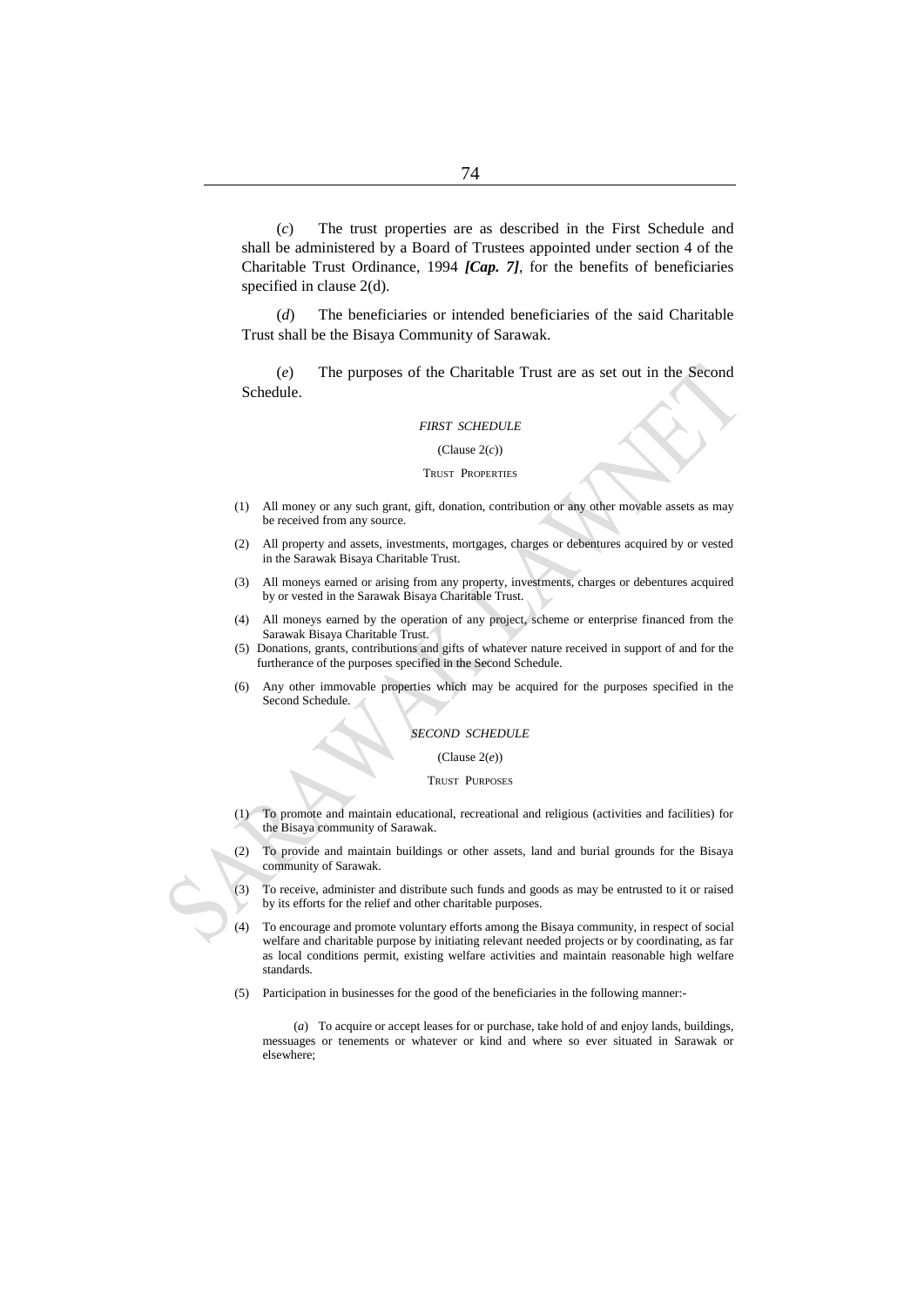(*c*) The trust properties are as described in the First Schedule and shall be administered by a Board of Trustees appointed under section 4 of the Charitable Trust Ordinance, 1994 ***[Cap. 7]***, for the benefits of beneficiaries specified in clause 2(d).

(*d*) The beneficiaries or intended beneficiaries of the said Charitable Trust shall be the Bisaya Community of Sarawak.

(*e*) The purposes of the Charitable Trust are as set out in the Second Schedule.

### *FIRST SCHEDULE*

(Clause 2(*c*))

TRUST PROPERTIES

(1) All money or any such grant, gift, donation, contribution or any other movable assets as may be received from any source.

(2) All property and assets, investments, mortgages, charges or debentures acquired by or vested in the Sarawak Bisaya Charitable Trust.

(3) All moneys earned or arising from any property, investments, charges or debentures acquired by or vested in the Sarawak Bisaya Charitable Trust.

(4) All moneys earned by the operation of any project, scheme or enterprise financed from the Sarawak Bisaya Charitable Trust.

(5) Donations, grants, contributions and gifts of whatever nature received in support of and for the furtherance of the purposes specified in the Second Schedule.

(6) Any other immovable properties which may be acquired for the purposes specified in the Second Schedule.

### *SECOND SCHEDULE*

(Clause 2(*e*))

TRUST PURPOSES

(1) To promote and maintain educational, recreational and religious (activities and facilities) for the Bisaya community of Sarawak.

(2) To provide and maintain buildings or other assets, land and burial grounds for the Bisaya community of Sarawak.

(3) To receive, administer and distribute such funds and goods as may be entrusted to it or raised by its efforts for the relief and other charitable purposes.

(4) To encourage and promote voluntary efforts among the Bisaya community, in respect of social welfare and charitable purpose by initiating relevant needed projects or by coordinating, as far as local conditions permit, existing welfare activities and maintain reasonable high welfare standards.

(5) Participation in businesses for the good of the beneficiaries in the following manner:-

(*a*) To acquire or accept leases for or purchase, take hold of and enjoy lands, buildings, messuages or tenements or whatever or kind and where so ever situated in Sarawak or elsewhere;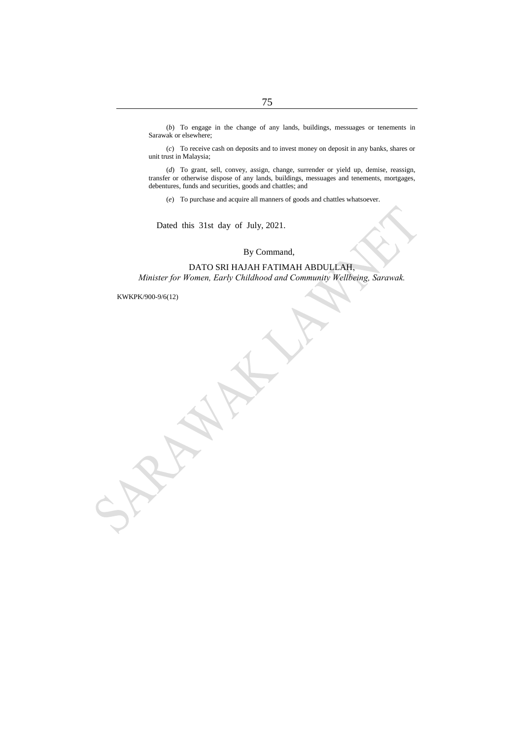(*b*) To engage in the change of any lands, buildings, messuages or tenements in Sarawak or elsewhere;

(*c*) To receive cash on deposits and to invest money on deposit in any banks, shares or unit trust in Malaysia;

(*d*) To grant, sell, convey, assign, change, surrender or yield up, demise, reassign, transfer or otherwise dispose of any lands, buildings, messuages and tenements, mortgages, debentures, funds and securities, goods and chattles; and

(*e*) To purchase and acquire all manners of goods and chattles whatsoever.

Dated this 31st day of July, 2021.

By Command,

DATO SRI HAJAH FATIMAH ABDULLAH,
*Minister for Women, Early Childhood and Community Wellbeing, Sarawak.*

KWKPK/900-9/6(12)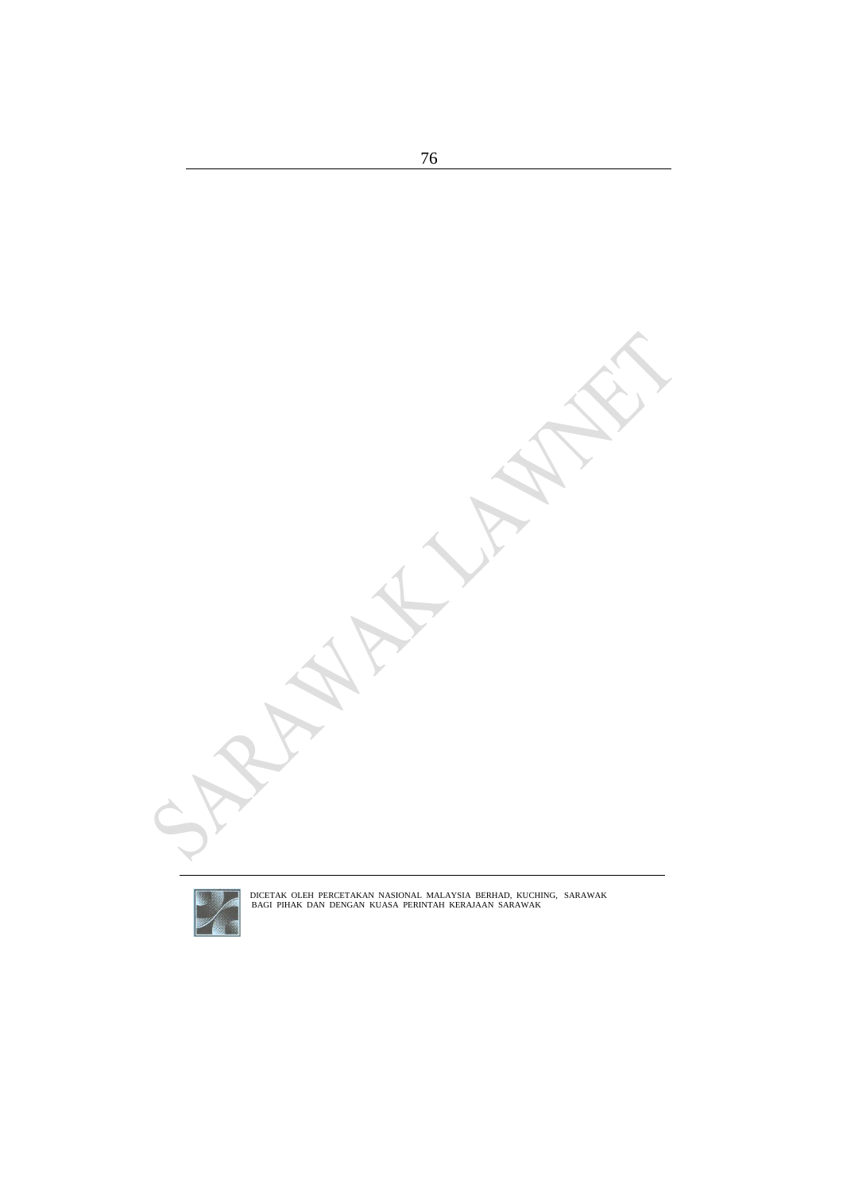DICETAK OLEH PERCETAKAN NASIONAL MALAYSIA BERHAD, KUCHING, SARAWAK
BAGI PIHAK DAN DENGAN KUASA PERINTAH KERAJAAN SARAWAK